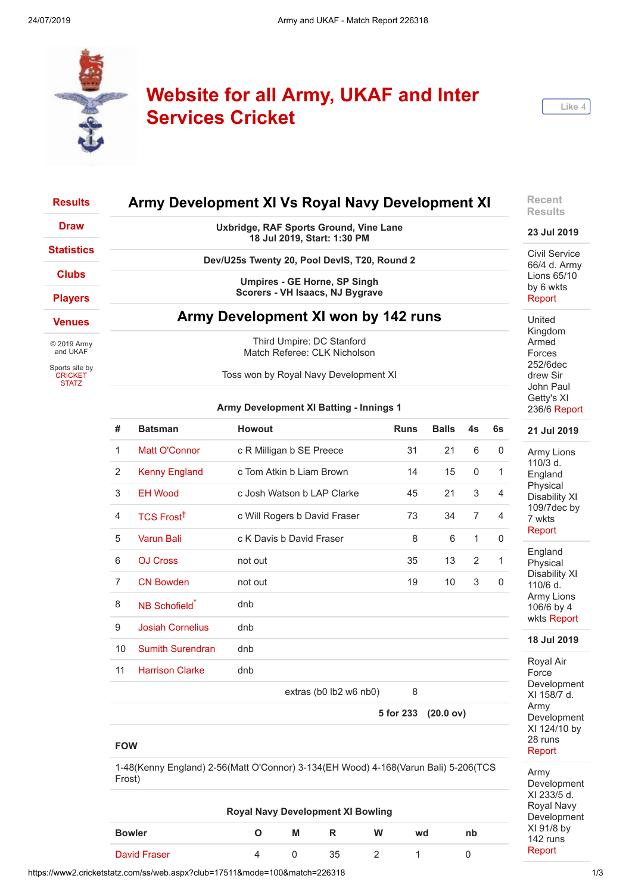# Website for all Army, UKAF and Inter Services Cricket

Like 4

- Results
- Draw
- Statistics
- Clubs
- Players
- Venues

© 2019 Army and UKAF

Sports site by CRICKET STATZ

## Army Development XI Vs Royal Navy Development XI

**Uxbridge, RAF Sports Ground, Vine Lane**
**18 Jul 2019, Start: 1:30 PM**

**Dev/U25s Twenty 20, Pool DevIS, T20, Round 2**

**Umpires - GE Horne, SP Singh**
**Scorers - VH Isaacs, NJ Bygrave**

## Army Development XI won by 142 runs

Third Umpire: DC Stanford
Match Referee: CLK Nicholson

Toss won by Royal Navy Development XI

### Army Development XI Batting - Innings 1

| # | Batsman | Howout | Runs | Balls | 4s | 6s |
|---|---|---|---|---|---|---|
| 1 | Matt O'Connor | c R Milligan b SE Preece | 31 | 21 | 6 | 0 |
| 2 | Kenny England | c Tom Atkin b Liam Brown | 14 | 15 | 0 | 1 |
| 3 | EH Wood | c Josh Watson b LAP Clarke | 45 | 21 | 3 | 4 |
| 4 | TCS Frost† | c Will Rogers b David Fraser | 73 | 34 | 7 | 4 |
| 5 | Varun Bali | c K Davis b David Fraser | 8 | 6 | 1 | 0 |
| 6 | OJ Cross | not out | 35 | 13 | 2 | 1 |
| 7 | CN Bowden | not out | 19 | 10 | 3 | 0 |
| 8 | NB Schofield* | dnb | | | | |
| 9 | Josiah Cornelius | dnb | | | | |
| 10 | Sumith Surendran | dnb | | | | |
| 11 | Harrison Clarke | dnb | | | | |
| | | extras (b0 lb2 w6 nb0) | 8 | | | |
| | | | **5 for 233** | **(20.0 ov)** | | |

**FOW**

1-48(Kenny England) 2-56(Matt O'Connor) 3-134(EH Wood) 4-168(Varun Bali) 5-206(TCS Frost)

### Royal Navy Development XI Bowling

| Bowler | O | M | R | W | wd | nb |
|---|---|---|---|---|---|---|
| David Fraser | 4 | 0 | 35 | 2 | 1 | 0 |

### Recent Results

**23 Jul 2019**

Civil Service 66/4 d. Army Lions 65/10 by 6 wkts Report

United Kingdom Armed Forces 252/6dec drew Sir John Paul Getty's XI 236/6 Report

**21 Jul 2019**

Army Lions 110/3 d. England Physical Disability XI 109/7dec by 7 wkts Report

England Physical Disability XI 110/6 d. Army Lions 106/6 by 4 wkts Report

**18 Jul 2019**

Royal Air Force Development XI 158/7 d. Army Development XI 124/10 by 28 runs Report

Army Development XI 233/5 d. Royal Navy Development XI 91/8 by 142 runs Report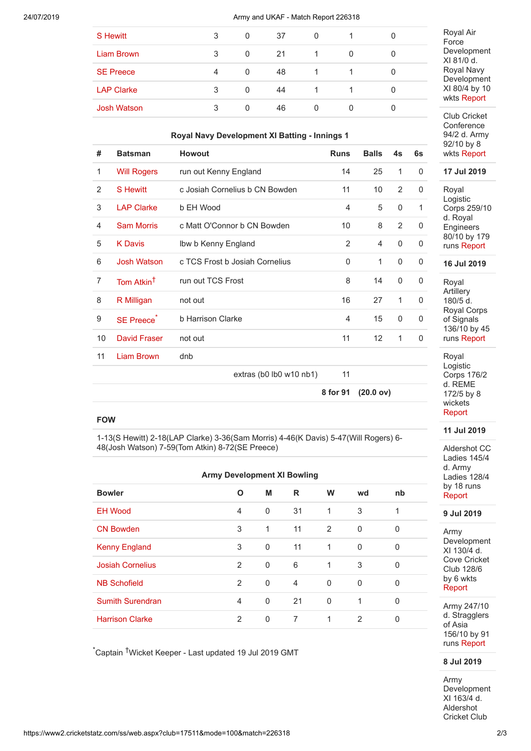| | | | | | | |
|---|---|---|---|---|---|---|
| S Hewitt | 3 | 0 | 37 | 0 | 1 | 0 |
| Liam Brown | 3 | 0 | 21 | 1 | 0 | 0 |
| SE Preece | 4 | 0 | 48 | 1 | 1 | 0 |
| LAP Clarke | 3 | 0 | 44 | 1 | 1 | 0 |
| Josh Watson | 3 | 0 | 46 | 0 | 0 | 0 |

### Royal Navy Development XI Batting - Innings 1

| # | Batsman | Howout | Runs | Balls | 4s | 6s |
|---|---|---|---|---|---|---|
| 1 | Will Rogers | run out Kenny England | 14 | 25 | 1 | 0 |
| 2 | S Hewitt | c Josiah Cornelius b CN Bowden | 11 | 10 | 2 | 0 |
| 3 | LAP Clarke | b EH Wood | 4 | 5 | 0 | 1 |
| 4 | Sam Morris | c Matt O'Connor b CN Bowden | 10 | 8 | 2 | 0 |
| 5 | K Davis | lbw b Kenny England | 2 | 4 | 0 | 0 |
| 6 | Josh Watson | c TCS Frost b Josiah Cornelius | 0 | 1 | 0 | 0 |
| 7 | Tom Atkin† | run out TCS Frost | 8 | 14 | 0 | 0 |
| 8 | R Milligan | not out | 16 | 27 | 1 | 0 |
| 9 | SE Preece* | b Harrison Clarke | 4 | 15 | 0 | 0 |
| 10 | David Fraser | not out | 11 | 12 | 1 | 0 |
| 11 | Liam Brown | dnb | | | | |
| | | extras (b0 lb0 w10 nb1) | 11 | | | |
| | | | 8 for 91 | (20.0 ov) | | |

**FOW**

1-13(S Hewitt) 2-18(LAP Clarke) 3-36(Sam Morris) 4-46(K Davis) 5-47(Will Rogers) 6-48(Josh Watson) 7-59(Tom Atkin) 8-72(SE Preece)

### Army Development XI Bowling

| Bowler | O | M | R | W | wd | nb |
|---|---|---|---|---|---|---|
| EH Wood | 4 | 0 | 31 | 1 | 3 | 1 |
| CN Bowden | 3 | 1 | 11 | 2 | 0 | 0 |
| Kenny England | 3 | 0 | 11 | 1 | 0 | 0 |
| Josiah Cornelius | 2 | 0 | 6 | 1 | 3 | 0 |
| NB Schofield | 2 | 0 | 4 | 0 | 0 | 0 |
| Sumith Surendran | 4 | 0 | 21 | 0 | 1 | 0 |
| Harrison Clarke | 2 | 0 | 7 | 1 | 2 | 0 |

*Captain †Wicket Keeper - Last updated 19 Jul 2019 GMT

Royal Air Force Development XI 81/0 d. Royal Navy Development XI 80/4 by 10 wkts Report

Club Cricket Conference 94/2 d. Army 92/10 by 8 wkts Report

**17 Jul 2019**

Royal Logistic Corps 259/10 d. Royal Engineers 80/10 by 179 runs Report

**16 Jul 2019**

Royal Artillery 180/5 d. Royal Corps of Signals 136/10 by 45 runs Report

Royal Logistic Corps 176/2 d. REME 172/5 by 8 wickets Report

**11 Jul 2019**

Aldershot CC Ladies 145/4 d. Army Ladies 128/4 by 18 runs Report

**9 Jul 2019**

Army Development XI 130/4 d. Cove Cricket Club 128/6 by 6 wkts Report

Army 247/10 d. Stragglers of Asia 156/10 by 91 runs Report

**8 Jul 2019**

Army Development XI 163/4 d. Aldershot Cricket Club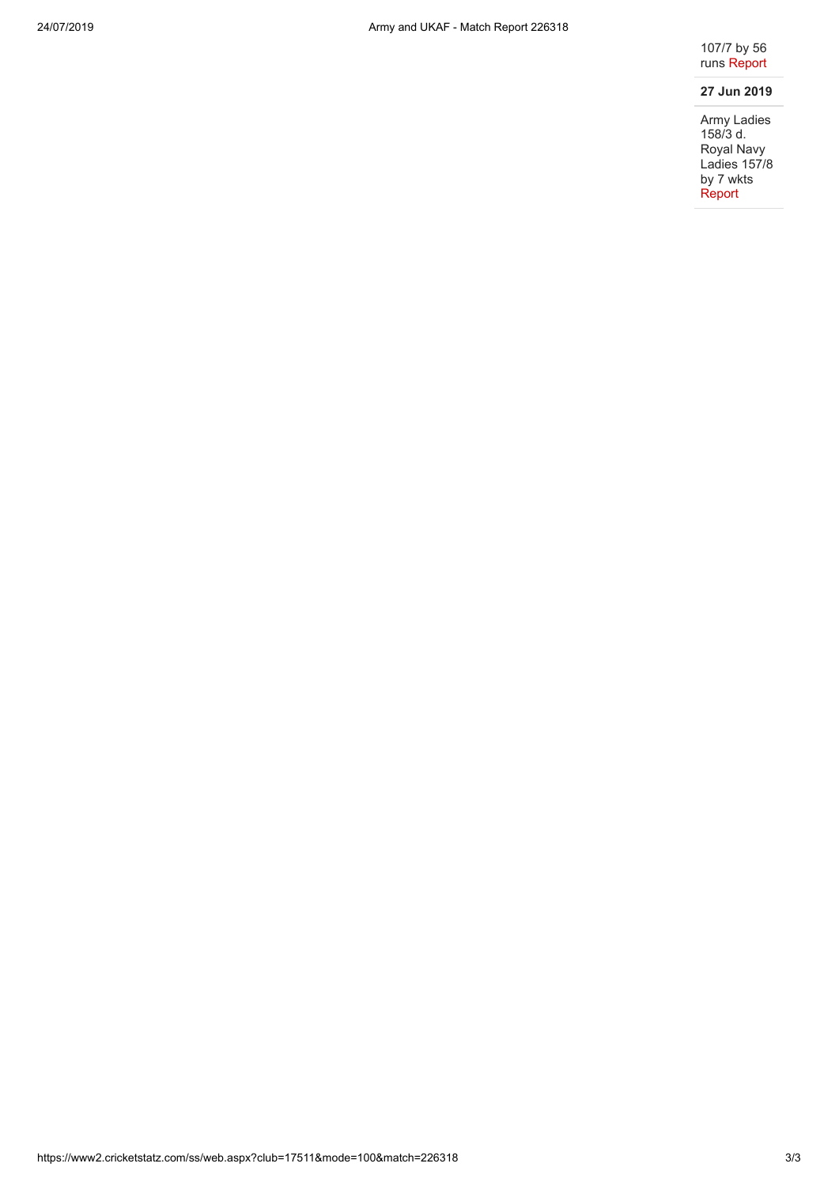107/7 by 56 runs Report

**27 Jun 2019**

Army Ladies 158/3 d. Royal Navy Ladies 157/8 by 7 wkts Report